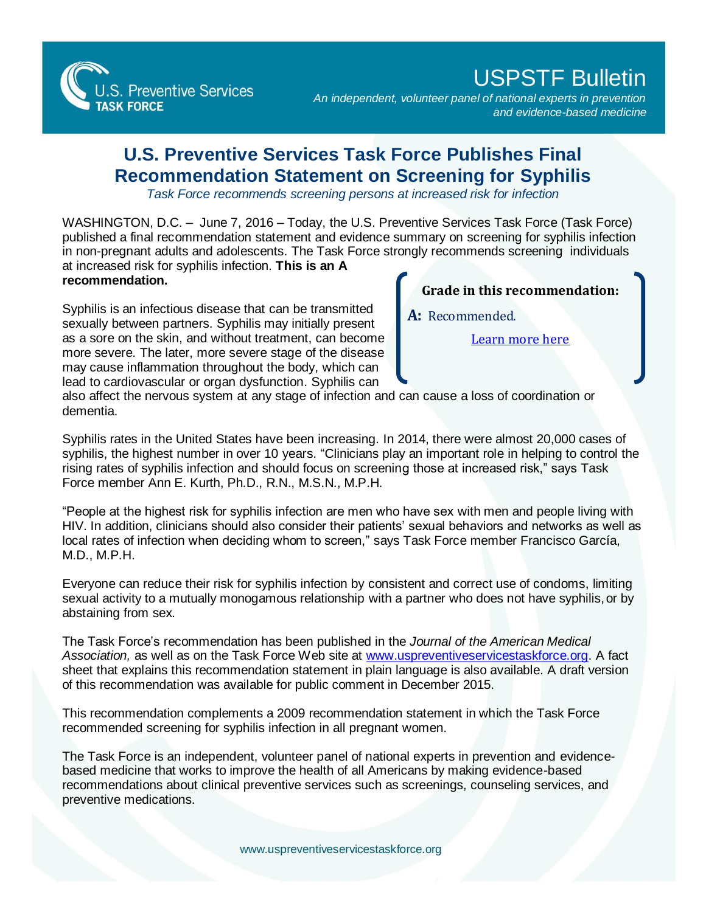U.S. Preventive Services TASK FORCE

# USPSTF Bulletin

*An independent, volunteer panel of national experts in prevention and evidence-based medicine*

## U.S. Preventive Services Task Force Publishes Final Recommendation Statement on Screening for Syphilis

*Task Force recommends screening persons at increased risk for infection*

WASHINGTON, D.C. – June 7, 2016 – Today, the U.S. Preventive Services Task Force (Task Force) published a final recommendation statement and evidence summary on screening for syphilis infection in non-pregnant adults and adolescents. The Task Force strongly recommends screening individuals at increased risk for syphilis infection. **This is an A recommendation.**

**Grade in this recommendation:**

**A:** Recommended.

[Learn more here]

Syphilis is an infectious disease that can be transmitted sexually between partners. Syphilis may initially present as a sore on the skin, and without treatment, can become more severe. The later, more severe stage of the disease may cause inflammation throughout the body, which can lead to cardiovascular or organ dysfunction. Syphilis can also affect the nervous system at any stage of infection and can cause a loss of coordination or dementia.

Syphilis rates in the United States have been increasing. In 2014, there were almost 20,000 cases of syphilis, the highest number in over 10 years. “Clinicians play an important role in helping to control the rising rates of syphilis infection and should focus on screening those at increased risk,” says Task Force member Ann E. Kurth, Ph.D., R.N., M.S.N., M.P.H.

“People at the highest risk for syphilis infection are men who have sex with men and people living with HIV. In addition, clinicians should also consider their patients’ sexual behaviors and networks as well as local rates of infection when deciding whom to screen,” says Task Force member Francisco García, M.D., M.P.H.

Everyone can reduce their risk for syphilis infection by consistent and correct use of condoms, limiting sexual activity to a mutually monogamous relationship with a partner who does not have syphilis, or by abstaining from sex.

The Task Force’s recommendation has been published in the *Journal of the American Medical Association,* as well as on the Task Force Web site at www.uspreventiveservicestaskforce.org. A fact sheet that explains this recommendation statement in plain language is also available. A draft version of this recommendation was available for public comment in December 2015.

This recommendation complements a 2009 recommendation statement in which the Task Force recommended screening for syphilis infection in all pregnant women.

The Task Force is an independent, volunteer panel of national experts in prevention and evidence-based medicine that works to improve the health of all Americans by making evidence-based recommendations about clinical preventive services such as screenings, counseling services, and preventive medications.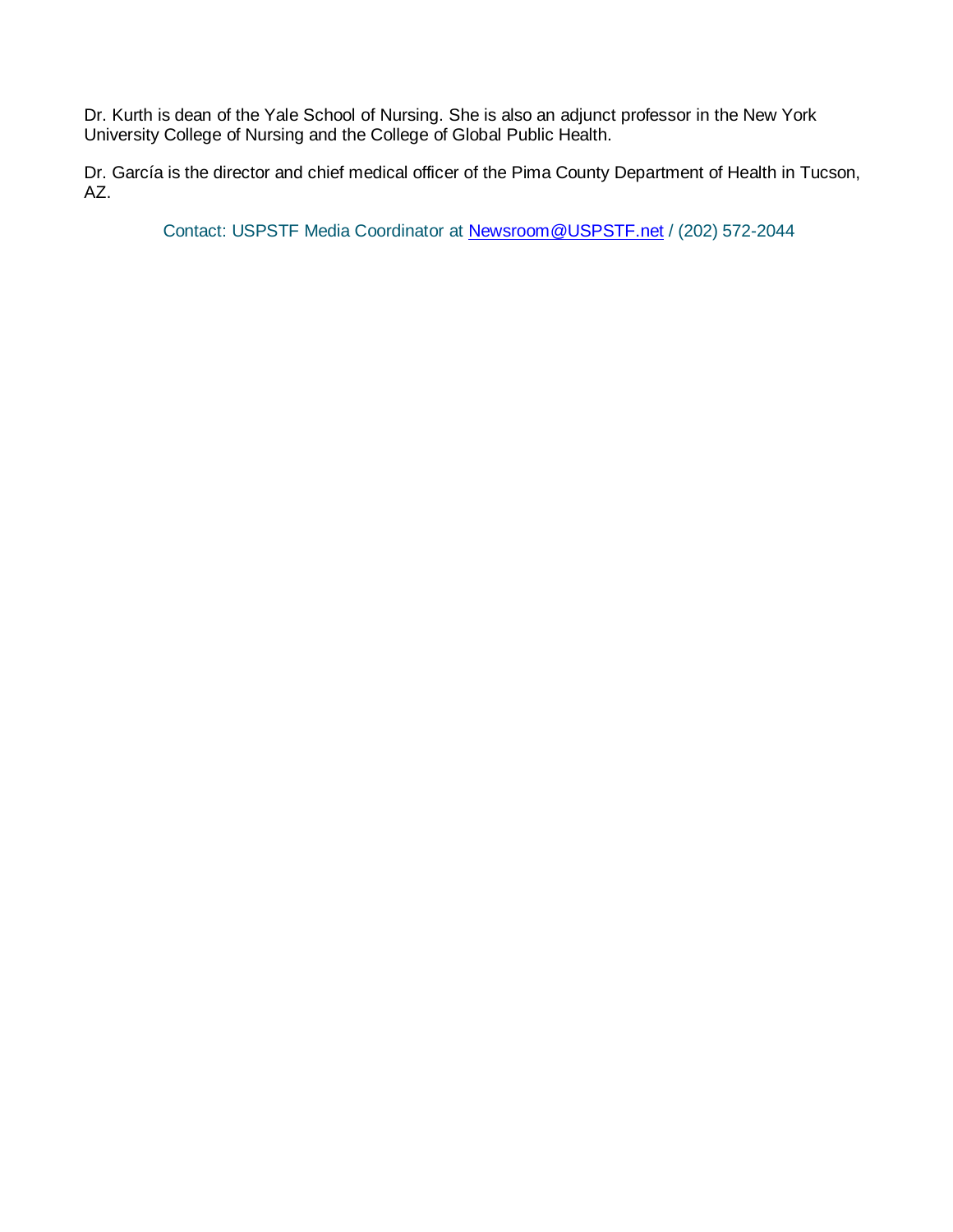Dr. Kurth is dean of the Yale School of Nursing. She is also an adjunct professor in the New York University College of Nursing and the College of Global Public Health.

Dr. García is the director and chief medical officer of the Pima County Department of Health in Tucson, AZ.

Contact: USPSTF Media Coordinator at [Newsroom@USPSTF.net](mailto:Newsroom@USPSTF.net) / (202) 572-2044